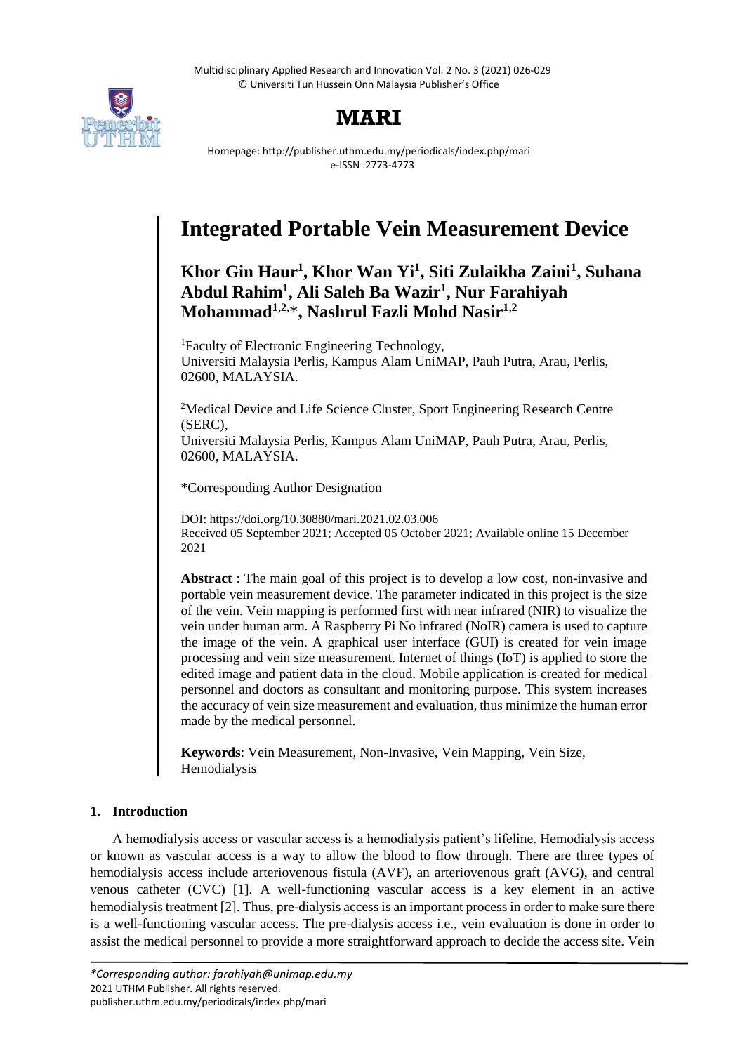# MARI

Homepage: http://publisher.uthm.edu.my/periodicals/index.php/mari
e-ISSN :2773-4773

# Integrated Portable Vein Measurement Device

**Khor Gin Haur[1], Khor Wan Yi[1], Siti Zulaikha Zaini[1], Suhana Abdul Rahim[1], Ali Saleh Ba Wazir[1], Nur Farahiyah Mohammad[1,2,]*, Nashrul Fazli Mohd Nasir[1,2]**

[1]Faculty of Electronic Engineering Technology,
Universiti Malaysia Perlis, Kampus Alam UniMAP, Pauh Putra, Arau, Perlis, 02600, MALAYSIA.

[2]Medical Device and Life Science Cluster, Sport Engineering Research Centre (SERC),
Universiti Malaysia Perlis, Kampus Alam UniMAP, Pauh Putra, Arau, Perlis, 02600, MALAYSIA.

*Corresponding Author Designation

DOI: https://doi.org/10.30880/mari.2021.02.03.006
Received 05 September 2021; Accepted 05 October 2021; Available online 15 December 2021

**Abstract** : The main goal of this project is to develop a low cost, non-invasive and portable vein measurement device. The parameter indicated in this project is the size of the vein. Vein mapping is performed first with near infrared (NIR) to visualize the vein under human arm. A Raspberry Pi No infrared (NoIR) camera is used to capture the image of the vein. A graphical user interface (GUI) is created for vein image processing and vein size measurement. Internet of things (IoT) is applied to store the edited image and patient data in the cloud. Mobile application is created for medical personnel and doctors as consultant and monitoring purpose. This system increases the accuracy of vein size measurement and evaluation, thus minimize the human error made by the medical personnel.

**Keywords**: Vein Measurement, Non-Invasive, Vein Mapping, Vein Size, Hemodialysis

## 1. Introduction

A hemodialysis access or vascular access is a hemodialysis patient's lifeline. Hemodialysis access or known as vascular access is a way to allow the blood to flow through. There are three types of hemodialysis access include arteriovenous fistula (AVF), an arteriovenous graft (AVG), and central venous catheter (CVC) [1]. A well-functioning vascular access is a key element in an active hemodialysis treatment [2]. Thus, pre-dialysis access is an important process in order to make sure there is a well-functioning vascular access. The pre-dialysis access i.e., vein evaluation is done in order to assist the medical personnel to provide a more straightforward approach to decide the access site. Vein

*Corresponding author: farahiyah@unimap.edu.my
2021 UTHM Publisher. All rights reserved.
publisher.uthm.edu.my/periodicals/index.php/mari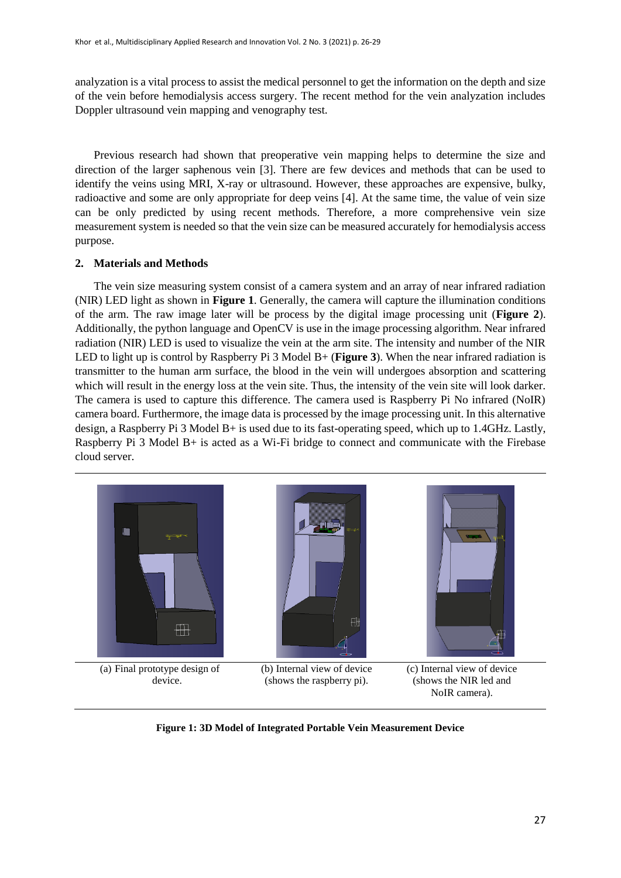analyzation is a vital process to assist the medical personnel to get the information on the depth and size of the vein before hemodialysis access surgery. The recent method for the vein analyzation includes Doppler ultrasound vein mapping and venography test.

Previous research had shown that preoperative vein mapping helps to determine the size and direction of the larger saphenous vein [3]. There are few devices and methods that can be used to identify the veins using MRI, X-ray or ultrasound. However, these approaches are expensive, bulky, radioactive and some are only appropriate for deep veins [4]. At the same time, the value of vein size can be only predicted by using recent methods. Therefore, a more comprehensive vein size measurement system is needed so that the vein size can be measured accurately for hemodialysis access purpose.

## 2. Materials and Methods

The vein size measuring system consist of a camera system and an array of near infrared radiation (NIR) LED light as shown in **Figure 1**. Generally, the camera will capture the illumination conditions of the arm. The raw image later will be process by the digital image processing unit (**Figure 2**). Additionally, the python language and OpenCV is use in the image processing algorithm. Near infrared radiation (NIR) LED is used to visualize the vein at the arm site. The intensity and number of the NIR LED to light up is control by Raspberry Pi 3 Model B+ (**Figure 3**). When the near infrared radiation is transmitter to the human arm surface, the blood in the vein will undergoes absorption and scattering which will result in the energy loss at the vein site. Thus, the intensity of the vein site will look darker. The camera is used to capture this difference. The camera used is Raspberry Pi No infrared (NoIR) camera board. Furthermore, the image data is processed by the image processing unit. In this alternative design, a Raspberry Pi 3 Model B+ is used due to its fast-operating speed, which up to 1.4GHz. Lastly, Raspberry Pi 3 Model B+ is acted as a Wi-Fi bridge to connect and communicate with the Firebase cloud server.

(a) Final prototype design of device.

(b) Internal view of device (shows the raspberry pi).

(c) Internal view of device (shows the NIR led and NoIR camera).

**Figure 1: 3D Model of Integrated Portable Vein Measurement Device**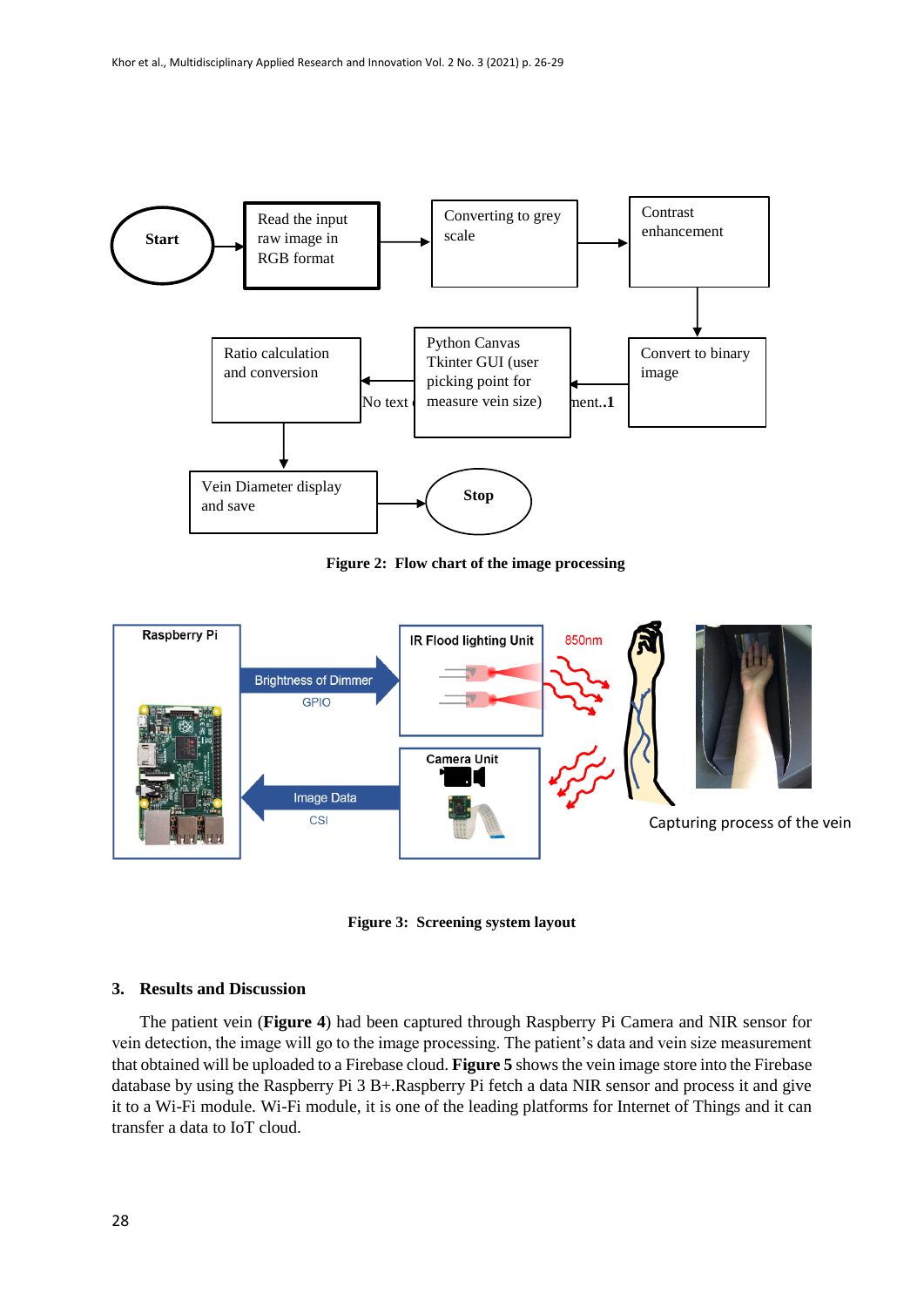Figure 2: Flow chart of the image processing

Figure 3: Screening system layout

## 3. Results and Discussion

The patient vein (**Figure 4**) had been captured through Raspberry Pi Camera and NIR sensor for vein detection, the image will go to the image processing. The patient's data and vein size measurement that obtained will be uploaded to a Firebase cloud. **Figure 5** shows the vein image store into the Firebase database by using the Raspberry Pi 3 B+.Raspberry Pi fetch a data NIR sensor and process it and give it to a Wi-Fi module. Wi-Fi module, it is one of the leading platforms for Internet of Things and it can transfer a data to IoT cloud.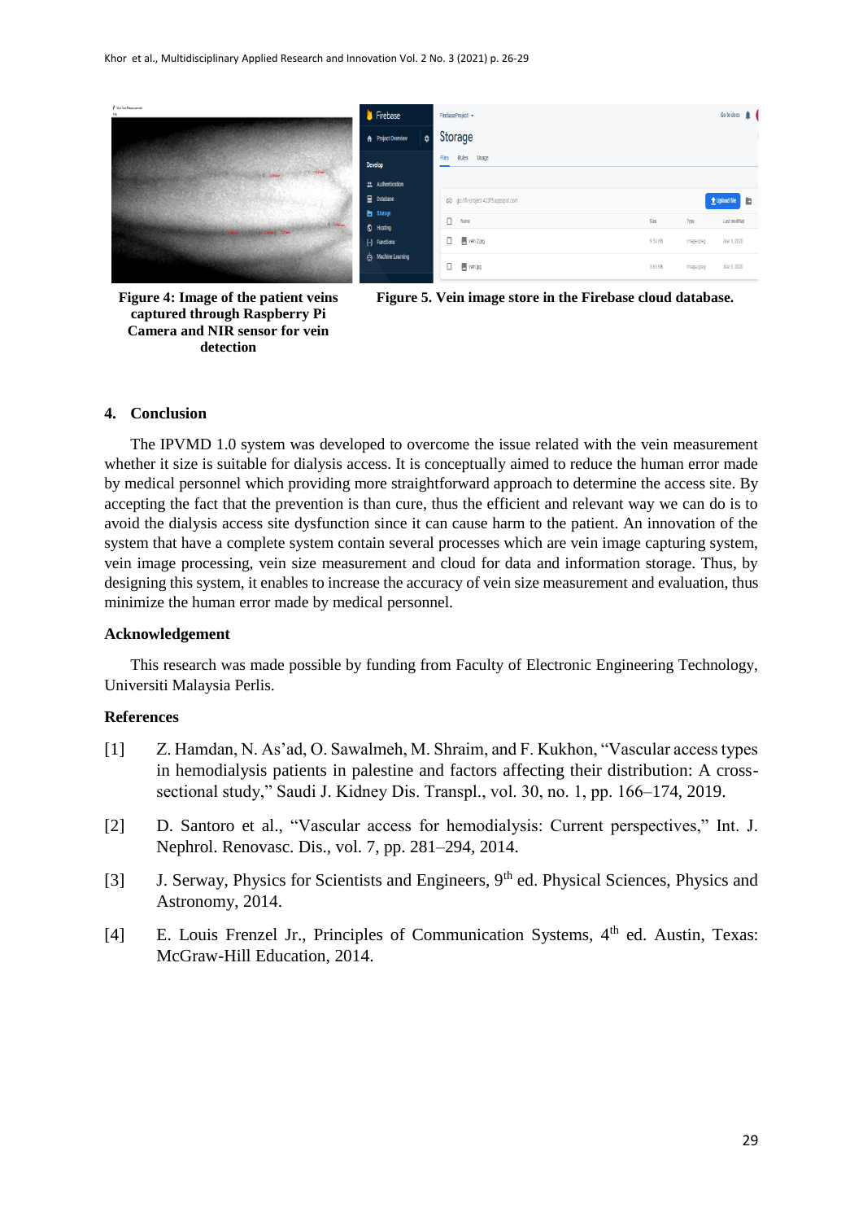Figure 4: Image of the patient veins captured through Raspberry Pi Camera and NIR sensor for vein detection

Figure 5. Vein image store in the Firebase cloud database.

## 4. Conclusion

The IPVMD 1.0 system was developed to overcome the issue related with the vein measurement whether it size is suitable for dialysis access. It is conceptually aimed to reduce the human error made by medical personnel which providing more straightforward approach to determine the access site. By accepting the fact that the prevention is than cure, thus the efficient and relevant way we can do is to avoid the dialysis access site dysfunction since it can cause harm to the patient. An innovation of the system that have a complete system contain several processes which are vein image capturing system, vein image processing, vein size measurement and cloud for data and information storage. Thus, by designing this system, it enables to increase the accuracy of vein size measurement and evaluation, thus minimize the human error made by medical personnel.

## Acknowledgement

This research was made possible by funding from Faculty of Electronic Engineering Technology, Universiti Malaysia Perlis.

## References

[1] Z. Hamdan, N. As'ad, O. Sawalmeh, M. Shraim, and F. Kukhon, "Vascular access types in hemodialysis patients in palestine and factors affecting their distribution: A cross-sectional study," Saudi J. Kidney Dis. Transpl., vol. 30, no. 1, pp. 166–174, 2019.

[2] D. Santoro et al., "Vascular access for hemodialysis: Current perspectives," Int. J. Nephrol. Renovasc. Dis., vol. 7, pp. 281–294, 2014.

[3] J. Serway, Physics for Scientists and Engineers, 9th ed. Physical Sciences, Physics and Astronomy, 2014.

[4] E. Louis Frenzel Jr., Principles of Communication Systems, 4th ed. Austin, Texas: McGraw-Hill Education, 2014.